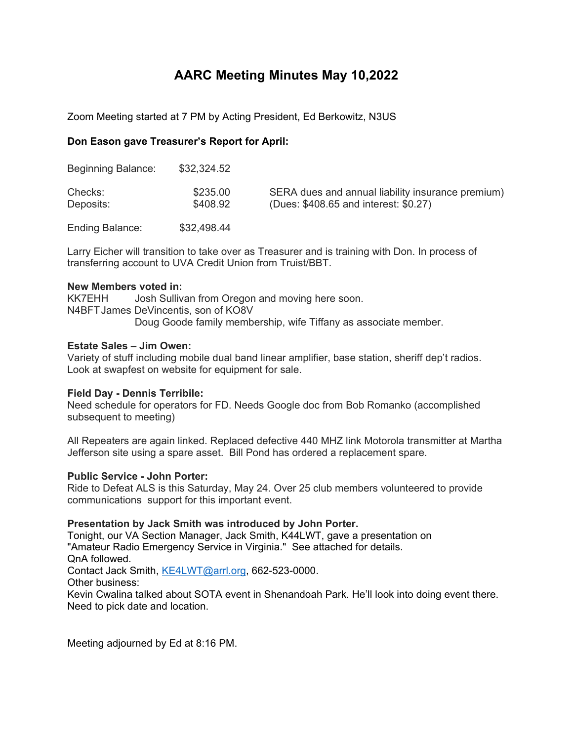# AARC Meeting Minutes May 10,2022

Zoom Meeting started at 7 PM by Acting President, Ed Berkowitz, N3US

**Don Eason gave Treasurer's Report for April:**

| | | |
|---|---|---|
| Beginning Balance: | $32,324.52 | |
| Checks: | $235.00 | SERA dues and annual liability insurance premium) |
| Deposits: | $408.92 | (Dues: $408.65 and interest: $0.27) |
| Ending Balance: | $32,498.44 | |

Larry Eicher will transition to take over as Treasurer and is training with Don. In process of transferring account to UVA Credit Union from Truist/BBT.

**New Members voted in:**
KK7EHH Josh Sullivan from Oregon and moving here soon.
N4BFT James DeVincentis, son of KO8V
Doug Goode family membership, wife Tiffany as associate member.

**Estate Sales – Jim Owen:**
Variety of stuff including mobile dual band linear amplifier, base station, sheriff dep't radios. Look at swapfest on website for equipment for sale.

**Field Day - Dennis Terribile:**
Need schedule for operators for FD. Needs Google doc from Bob Romanko (accomplished subsequent to meeting)

All Repeaters are again linked. Replaced defective 440 MHZ link Motorola transmitter at Martha Jefferson site using a spare asset. Bill Pond has ordered a replacement spare.

**Public Service - John Porter:**
Ride to Defeat ALS is this Saturday, May 24. Over 25 club members volunteered to provide communications support for this important event.

**Presentation by Jack Smith was introduced by John Porter.**
Tonight, our VA Section Manager, Jack Smith, K44LWT, gave a presentation on "Amateur Radio Emergency Service in Virginia." See attached for details.
QnA followed.
Contact Jack Smith, KE4LWT@arrl.org, 662-523-0000.
Other business:
Kevin Cwalina talked about SOTA event in Shenandoah Park. He'll look into doing event there. Need to pick date and location.

Meeting adjourned by Ed at 8:16 PM.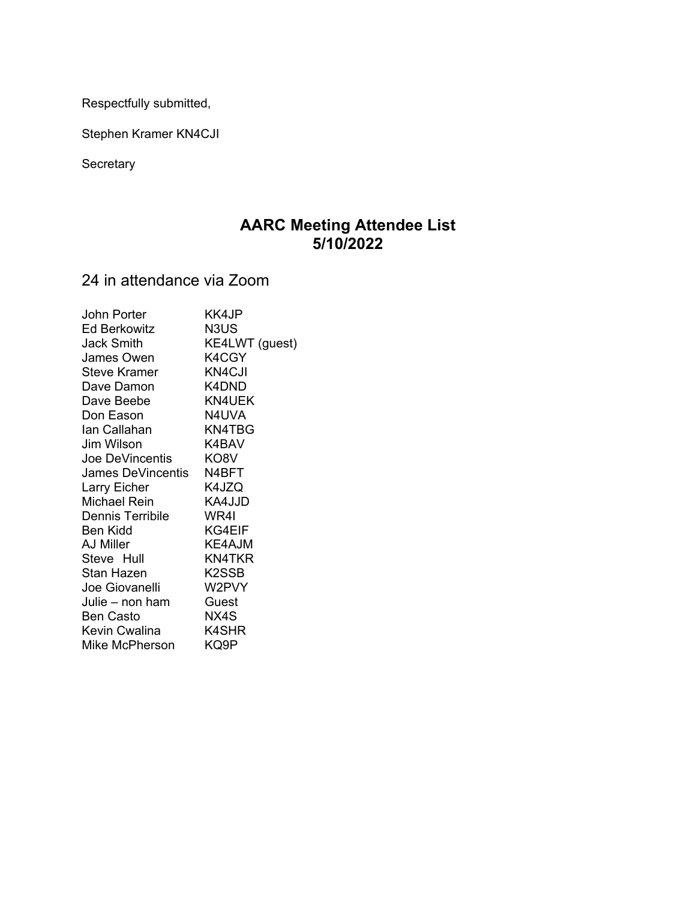Respectfully submitted,

Stephen Kramer KN4CJI

Secretary

## AARC Meeting Attendee List
## 5/10/2022

24 in attendance via Zoom

| | |
|---|---|
| John Porter | KK4JP |
| Ed Berkowitz | N3US |
| Jack Smith | KE4LWT (guest) |
| James Owen | K4CGY |
| Steve Kramer | KN4CJI |
| Dave Damon | K4DND |
| Dave Beebe | KN4UEK |
| Don Eason | N4UVA |
| Ian Callahan | KN4TBG |
| Jim Wilson | K4BAV |
| Joe DeVincentis | KO8V |
| James DeVincentis | N4BFT |
| Larry Eicher | K4JZQ |
| Michael Rein | KA4JJD |
| Dennis Terribile | WR4I |
| Ben Kidd | KG4EIF |
| AJ Miller | KE4AJM |
| Steve Hull | KN4TKR |
| Stan Hazen | K2SSB |
| Joe Giovanelli | W2PVY |
| Julie – non ham | Guest |
| Ben Casto | NX4S |
| Kevin Cwalina | K4SHR |
| Mike McPherson | KQ9P |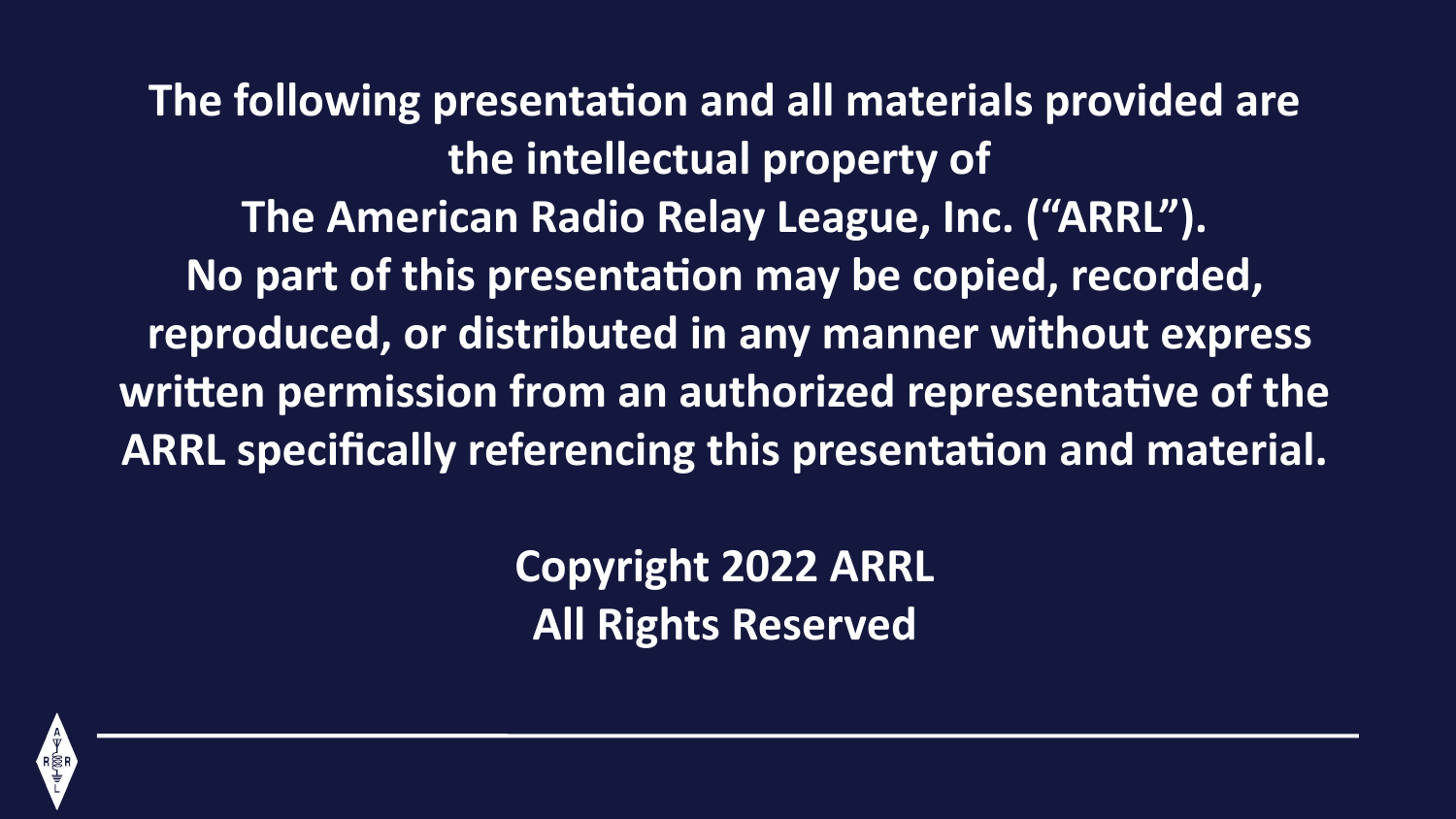**The following presentation and all materials provided are the intellectual property of The American Radio Relay League, Inc. ("ARRL"). No part of this presentation may be copied, recorded, reproduced, or distributed in any manner without express written permission from an authorized representative of the ARRL specifically referencing this presentation and material.**

**Copyright 2022 ARRL**
**All Rights Reserved**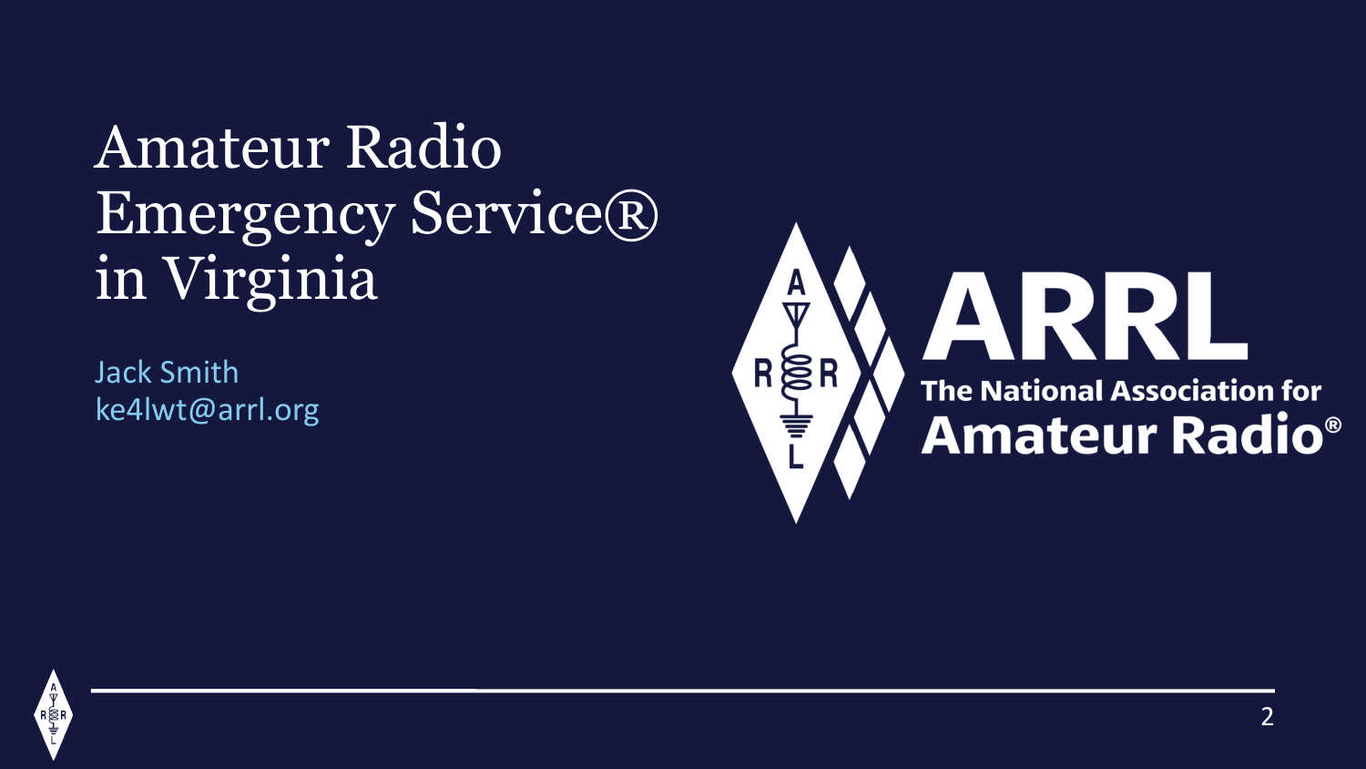# Amateur Radio Emergency Service® in Virginia

Jack Smith
ke4lwt@arrl.org

ARRL
The National Association for Amateur Radio®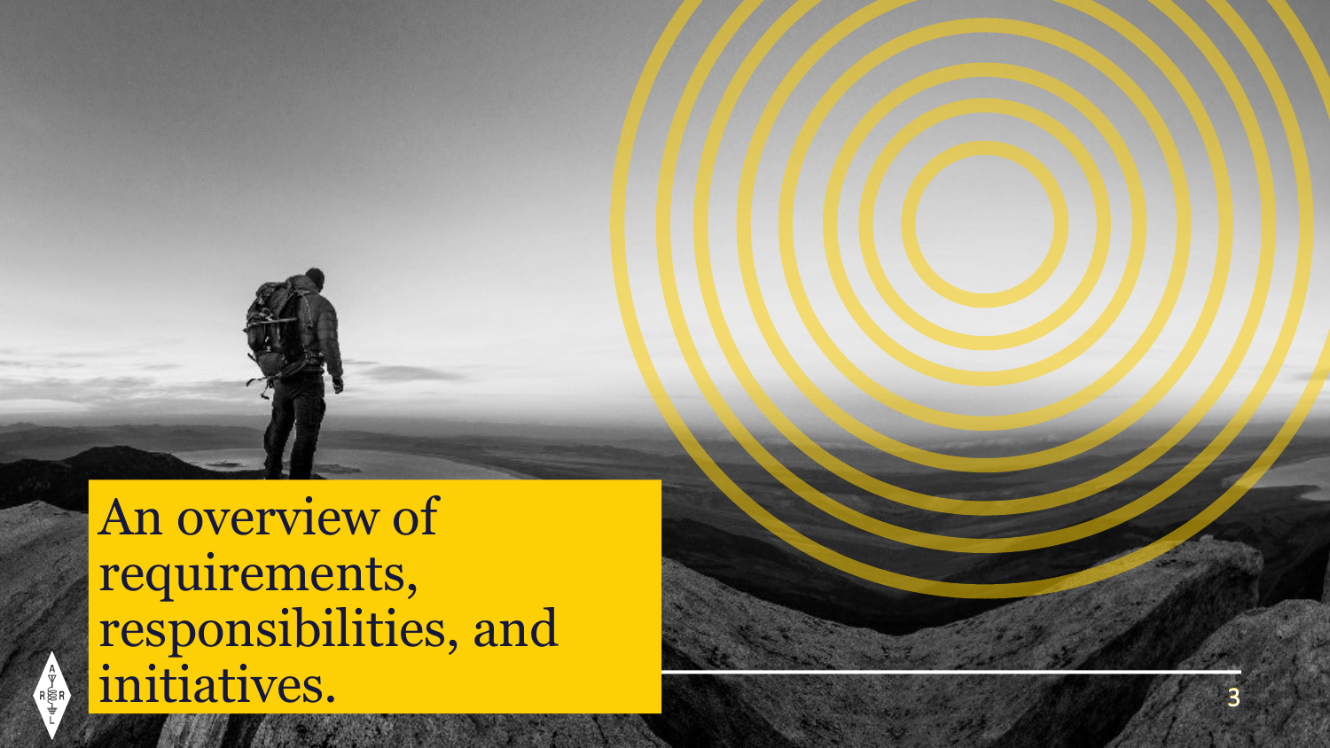# An overview of requirements, responsibilities, and initiatives.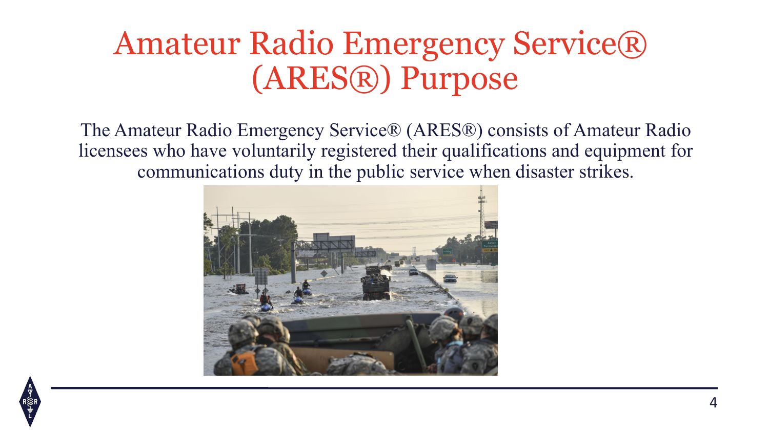# Amateur Radio Emergency Service® (ARES®) Purpose

The Amateur Radio Emergency Service® (ARES®) consists of Amateur Radio licensees who have voluntarily registered their qualifications and equipment for communications duty in the public service when disaster strikes.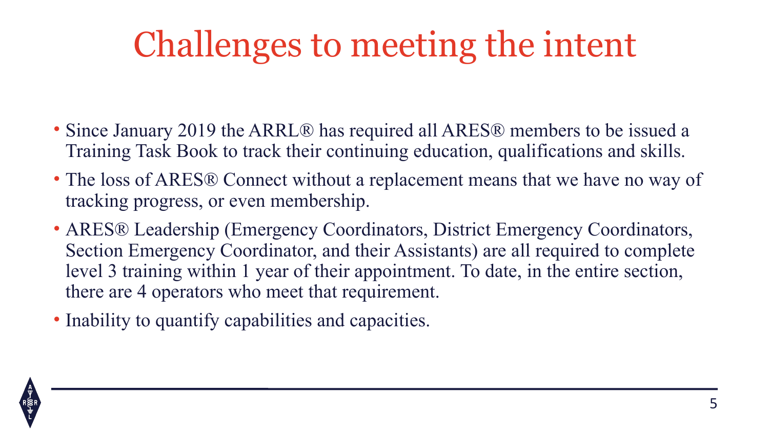# Challenges to meeting the intent

- Since January 2019 the ARRL® has required all ARES® members to be issued a Training Task Book to track their continuing education, qualifications and skills.
- The loss of ARES® Connect without a replacement means that we have no way of tracking progress, or even membership.
- ARES® Leadership (Emergency Coordinators, District Emergency Coordinators, Section Emergency Coordinator, and their Assistants) are all required to complete level 3 training within 1 year of their appointment. To date, in the entire section, there are 4 operators who meet that requirement.
- Inability to quantify capabilities and capacities.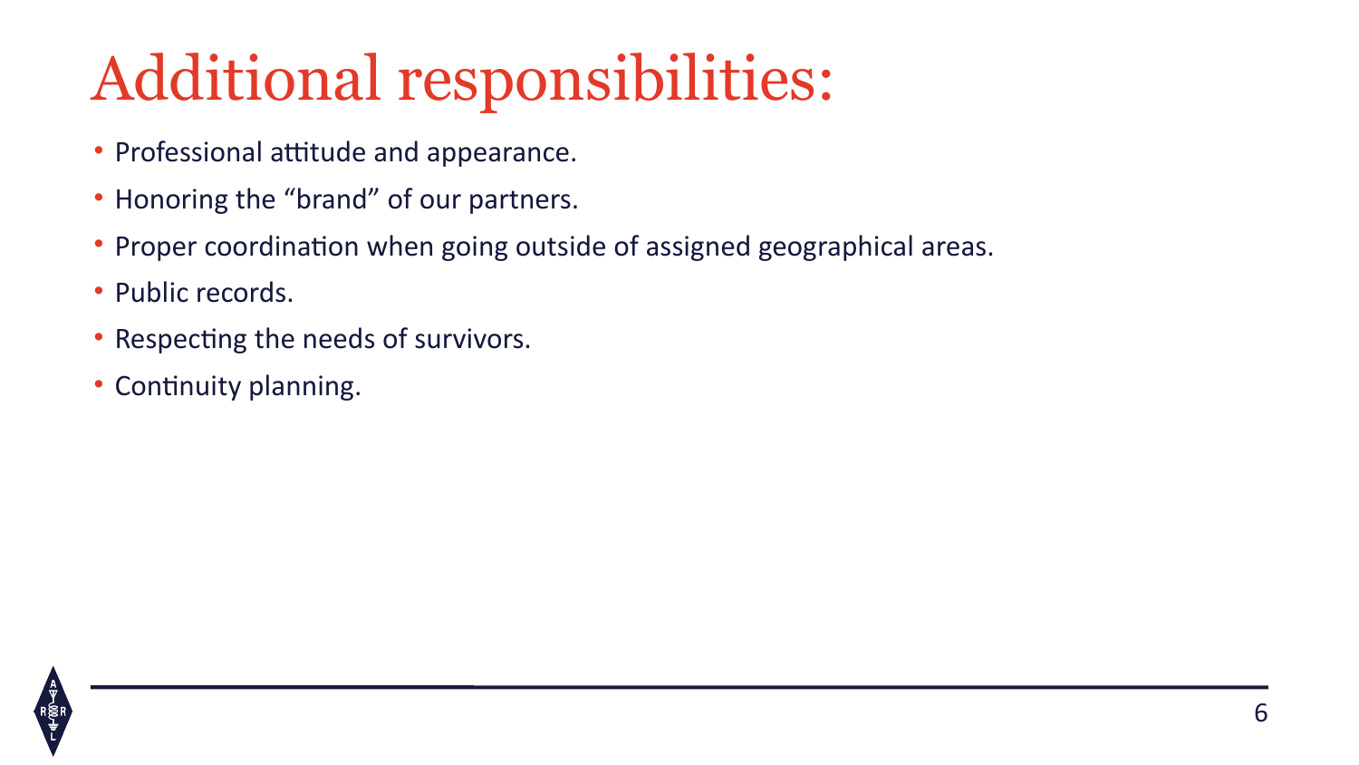# Additional responsibilities:

- Professional attitude and appearance.
- Honoring the “brand” of our partners.
- Proper coordination when going outside of assigned geographical areas.
- Public records.
- Respecting the needs of survivors.
- Continuity planning.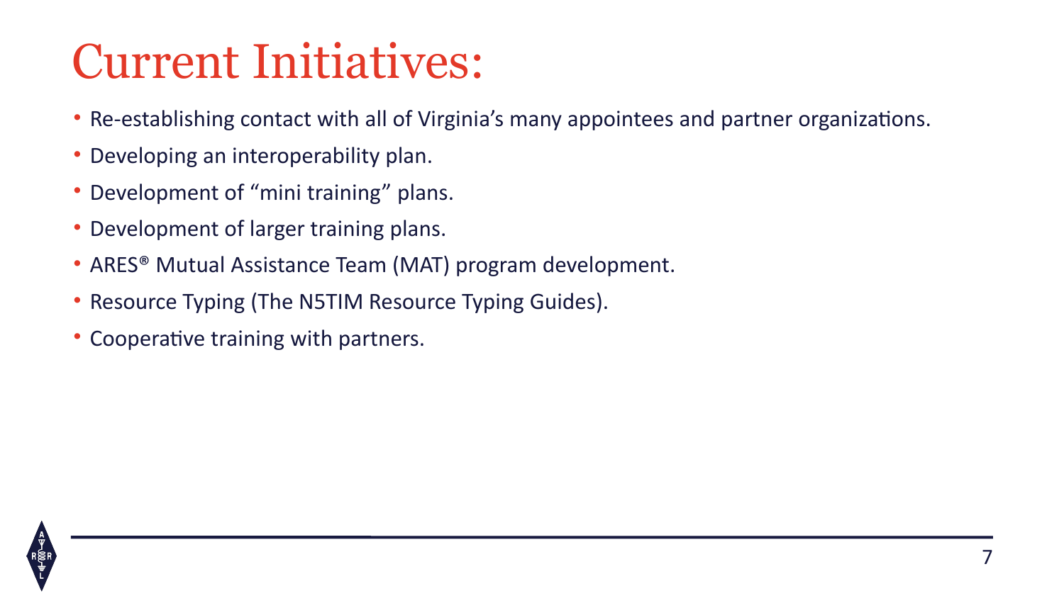# Current Initiatives:

- Re-establishing contact with all of Virginia's many appointees and partner organizations.
- Developing an interoperability plan.
- Development of "mini training" plans.
- Development of larger training plans.
- ARES® Mutual Assistance Team (MAT) program development.
- Resource Typing (The N5TIM Resource Typing Guides).
- Cooperative training with partners.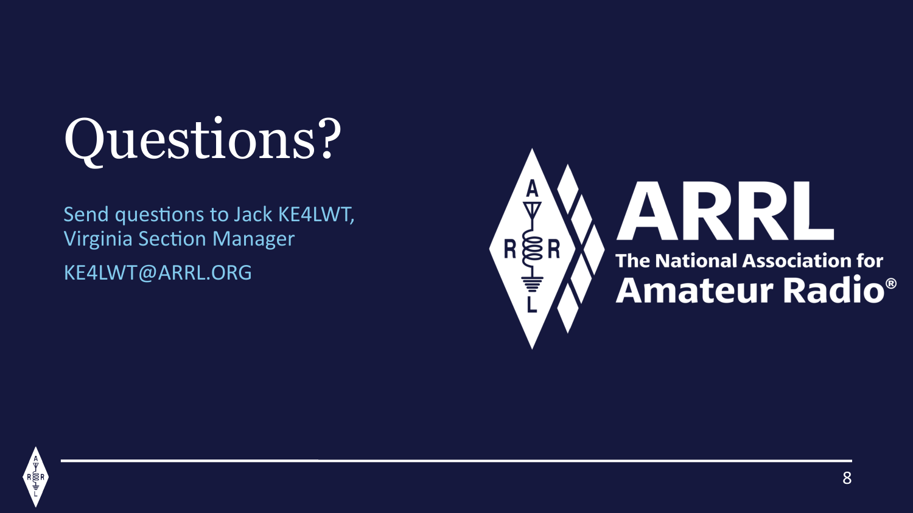# Questions?

Send questions to Jack KE4LWT, Virginia Section Manager

KE4LWT@ARRL.ORG

ARRL The National Association for Amateur Radio®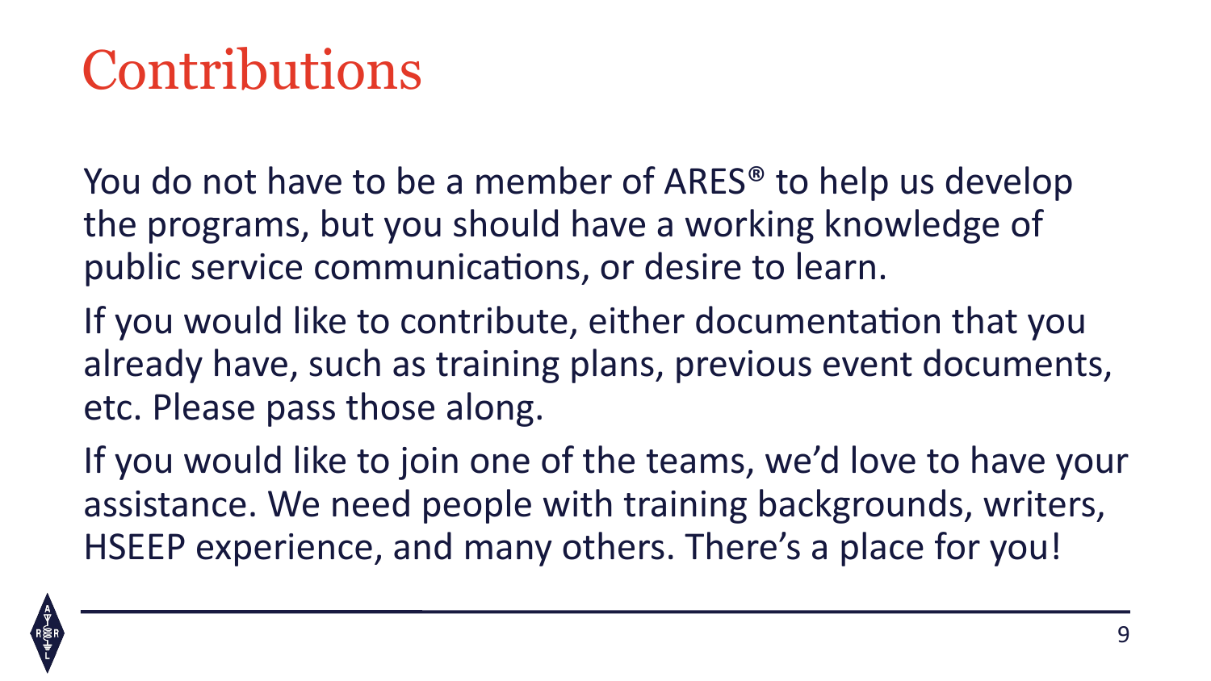# Contributions

You do not have to be a member of ARES® to help us develop the programs, but you should have a working knowledge of public service communications, or desire to learn.

If you would like to contribute, either documentation that you already have, such as training plans, previous event documents, etc. Please pass those along.

If you would like to join one of the teams, we'd love to have your assistance. We need people with training backgrounds, writers, HSEEP experience, and many others. There's a place for you!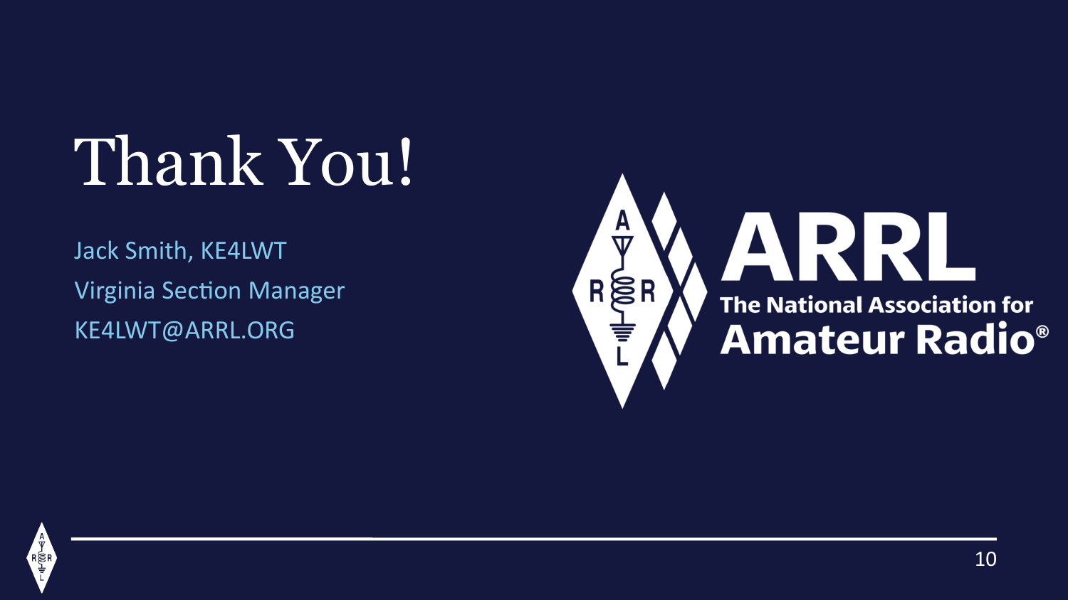# Thank You!

Jack Smith, KE4LWT

Virginia Section Manager

KE4LWT@ARRL.ORG

ARRL

The National Association for Amateur Radio®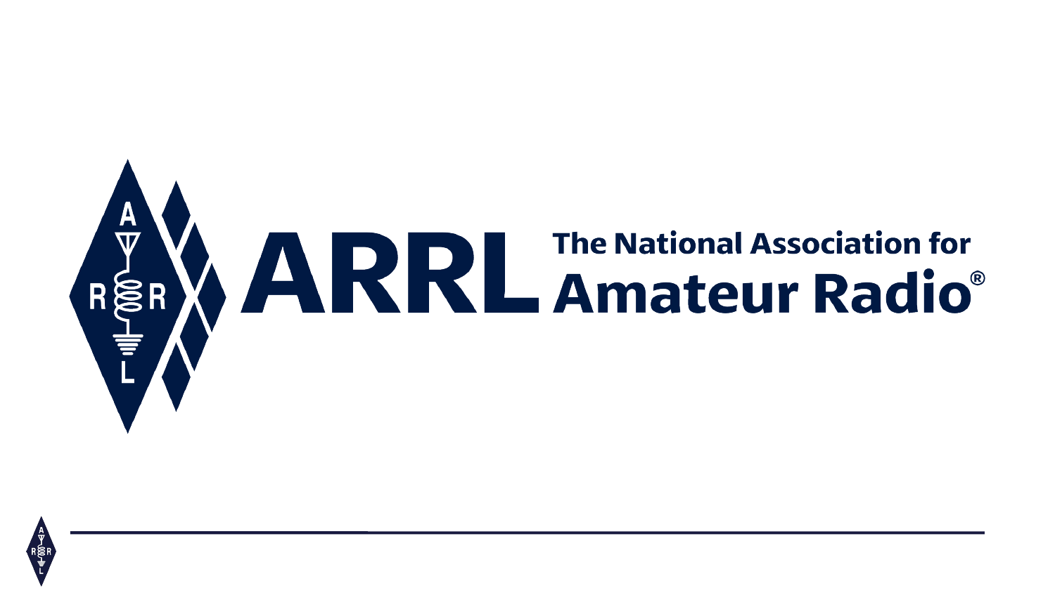# ARRL

The National Association for Amateur Radio®